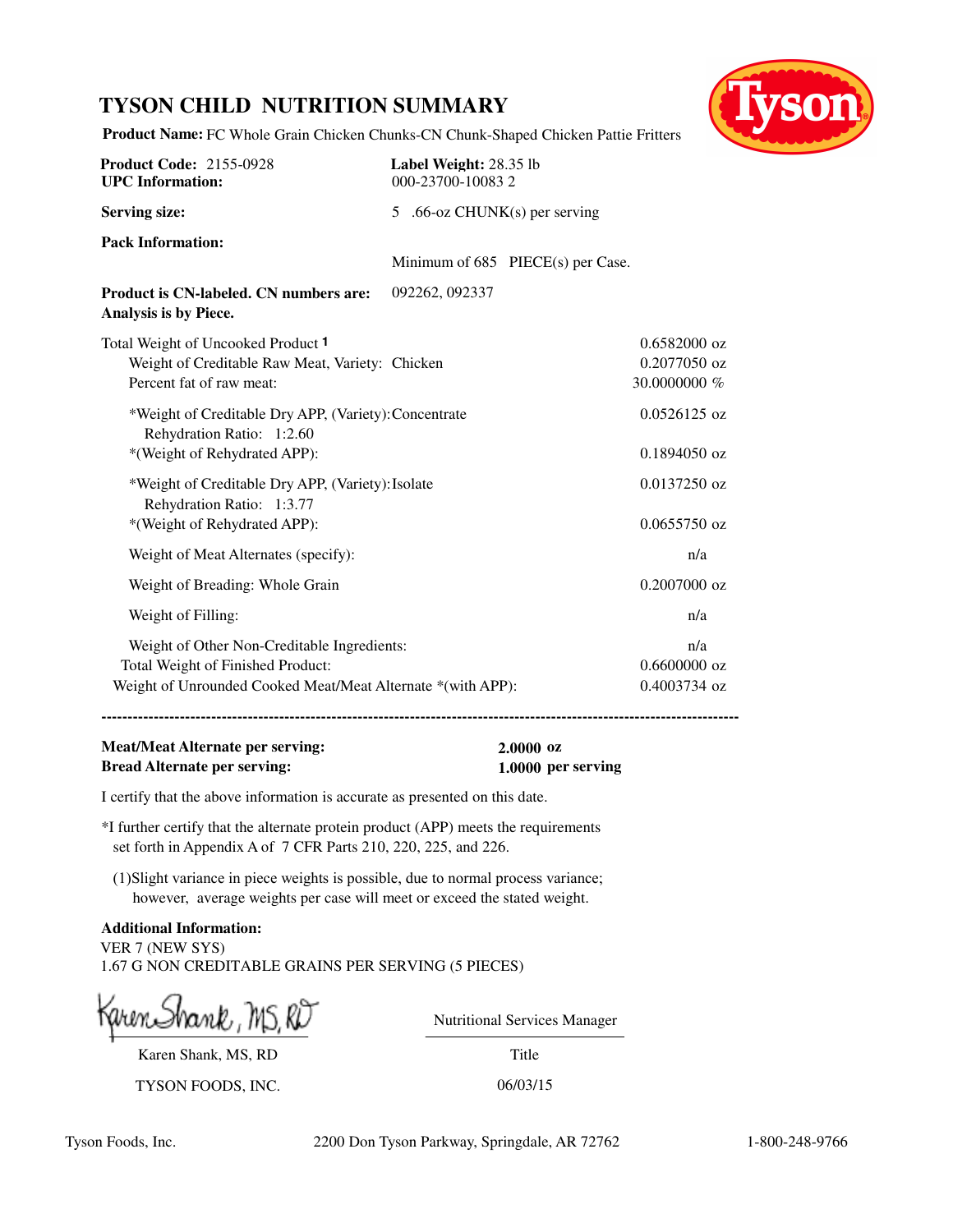# TYSON CHILD NUTRITION SUMMARY

**Product Name:** FC Whole Grain Chicken Chunks-CN Chunk-Shaped Chicken Pattie Fritters

| | |
|---|---|
| **Product Code:** 2155-0928 | **Label Weight:** 28.35 lb |
| **UPC Information:** | 000-23700-10083 2 |
| **Serving size:** | 5 .66-oz CHUNK(s) per serving |
| **Pack Information:** | Minimum of 685 PIECE(s) per Case. |
| **Product is CN-labeled. CN numbers are:** | 092262, 092337 |

**Analysis is by Piece.**

| | |
|---|---|
| Total Weight of Uncooked Product [1] | 0.6582000 oz |
| Weight of Creditable Raw Meat, Variety: Chicken | 0.2077050 oz |
| Percent fat of raw meat: | 30.0000000 % |
| *Weight of Creditable Dry APP, (Variety): Concentrate<br>Rehydration Ratio: 1:2.60 | 0.0526125 oz |
| *(Weight of Rehydrated APP): | 0.1894050 oz |
| *Weight of Creditable Dry APP, (Variety): Isolate<br>Rehydration Ratio: 1:3.77 | 0.0137250 oz |
| *(Weight of Rehydrated APP): | 0.0655750 oz |
| Weight of Meat Alternates (specify): | n/a |
| Weight of Breading: Whole Grain | 0.2007000 oz |
| Weight of Filling: | n/a |
| Weight of Other Non-Creditable Ingredients: | n/a |
| Total Weight of Finished Product: | 0.6600000 oz |
| Weight of Unrounded Cooked Meat/Meat Alternate *(with APP): | 0.4003734 oz |

---

| | |
|---|---|
| **Meat/Meat Alternate per serving:** | **2.0000 oz** |
| **Bread Alternate per serving:** | **1.0000 per serving** |

I certify that the above information is accurate as presented on this date.

*I further certify that the alternate protein product (APP) meets the requirements set forth in Appendix A of 7 CFR Parts 210, 220, 225, and 226.

(1)Slight variance in piece weights is possible, due to normal process variance; however, average weights per case will meet or exceed the stated weight.

**Additional Information:**

VER 7 (NEW SYS)

1.67 G NON CREDITABLE GRAINS PER SERVING (5 PIECES)

Karen Shank, MS, RD — Nutritional Services Manager (Title)

TYSON FOODS, INC. — 06/03/15

Tyson Foods, Inc. 2200 Don Tyson Parkway, Springdale, AR 72762 1-800-248-9766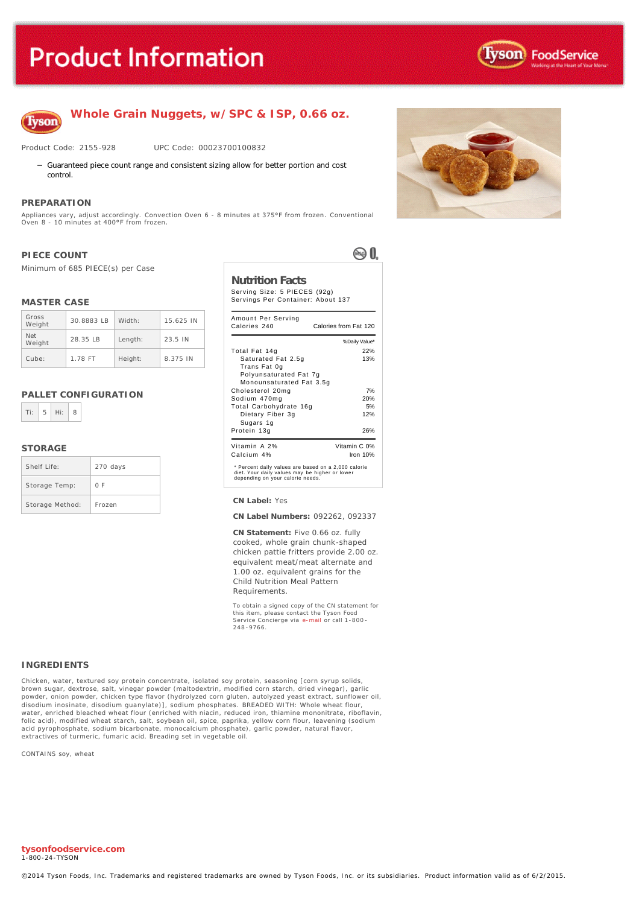# Product Information

## Whole Grain Nuggets, w/ SPC & ISP, 0.66 oz.

Product Code: 2155-928 UPC Code: 00023700100832

- Guaranteed piece count range and consistent sizing allow for better portion and cost control.

### PREPARATION

Appliances vary, adjust accordingly. Convection Oven 6 - 8 minutes at 375°F from frozen. Conventional Oven 8 - 10 minutes at 400°F from frozen.

### PIECE COUNT

Minimum of 685 PIECE(S) per Case

### MASTER CASE

| | | | |
|---|---|---|---|
| Gross Weight | 30.8883 LB | Width: | 15.625 IN |
| Net Weight | 28.35 LB | Length: | 23.5 IN |
| Cube: | 1.78 FT | Height: | 8.375 IN |

### PALLET CONFIGURATION

| Ti: | 5 | Hi: | 8 |
|---|---|---|---|

### STORAGE

| | |
|---|---|
| Shelf Life: | 270 days |
| Storage Temp: | 0 F |
| Storage Method: | Frozen |

### Nutrition Facts

Serving Size: 5 PIECES (92g)
Servings Per Container: About 137

| Amount Per Serving | |
|---|---|
| Calories 240 | Calories from Fat 120 |
| | %Daily Value* |
| Total Fat 14g | 22% |
| Saturated Fat 2.5g | 13% |
| Trans Fat 0g | |
| Polyunsaturated Fat 7g | |
| Monounsaturated Fat 3.5g | |
| Cholesterol 20mg | 7% |
| Sodium 470mg | 20% |
| Total Carbohydrate 16g | 5% |
| Dietary Fiber 3g | 12% |
| Sugars 1g | |
| Protein 13g | 26% |
| Vitamin A 2% | Vitamin C 0% |
| Calcium 4% | Iron 10% |

\* Percent daily values are based on a 2,000 calorie diet. Your daily values may be higher or lower depending on your calorie needs.

**CN Label:** Yes

**CN Label Numbers:** 092262, 092337

**CN Statement:** Five 0.66 oz. fully cooked, whole grain chunk-shaped chicken pattie fritters provide 2.00 oz. equivalent meat/meat alternate and 1.00 oz. equivalent grains for the Child Nutrition Meal Pattern Requirements.

To obtain a signed copy of the CN statement for this item, please contact the Tyson Food Service Concierge via e-mail or call 1-800-248-9766.

### INGREDIENTS

Chicken, water, textured soy protein concentrate, isolated soy protein, seasoning [corn syrup solids, brown sugar, dextrose, salt, vinegar powder (maltodextrin, modified corn starch, dried vinegar), garlic powder, onion powder, chicken type flavor (hydrolyzed corn gluten, autolyzed yeast extract, sunflower oil, disodium inosinate, disodium guanylate)], sodium phosphates. BREADED WITH: Whole wheat flour, water, enriched bleached wheat flour (enriched with niacin, reduced iron, thiamine mononitrate, riboflavin, folic acid), modified wheat starch, salt, soybean oil, spice, paprika, yellow corn flour, leavening (sodium acid pyrophosphate, sodium bicarbonate, monocalcium phosphate), garlic powder, natural flavor, extractives of turmeric, fumaric acid. Breading set in vegetable oil.

CONTAINS soy, wheat

**tysonfoodservice.com**
1-800-24-TYSON

©2014 Tyson Foods, Inc. Trademarks and registered trademarks are owned by Tyson Foods, Inc. or its subsidiaries. Product information valid as of 6/2/2015.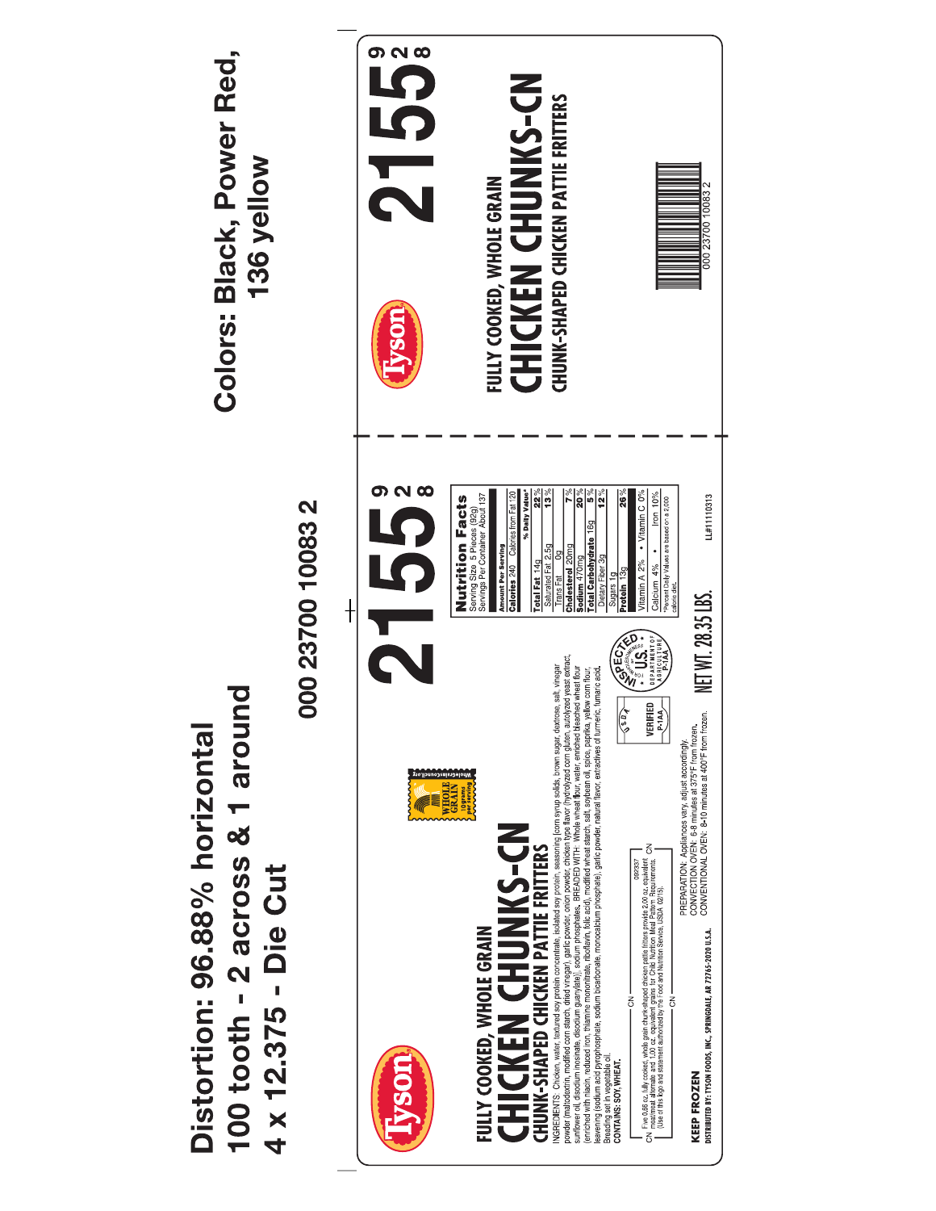**Distortion: 96.88% horizontal**
**100 tooth - 2 across & 1 around**
**4 x 12.375 - Die Cut**

**Colors: Black, Power Red, 136 yellow**

000 23700 10083 2

Tyson

# FULLY COOKED, WHOLE GRAIN
# CHICKEN CHUNKS-CN
## CHUNK-SHAPED CHICKEN PATTIE FRITTERS

2155 [928]

WHOLE GRAIN 16g or more per serving — WholeGrainsCouncil.org

INGREDIENTS: Chicken, water, textured soy protein concentrate, isolated soy protein, seasoning (corn syrup solids, brown sugar, dextrose, salt, vinegar powder (maltodextrin, modified corn starch, dried vinegar), garlic powder, onion powder, chicken type flavor (hydrolyzed corn gluten, autolyzed yeast extract, sunflower oil, disodium inosinate, disodium guanylate)), sodium phosphates. BREADED WITH: Whole wheat flour, water, enriched bleached wheat flour (enriched with niacin, reduced iron, thiamine mononitrate, riboflavin, folic acid), modified wheat starch, salt, soybean oil, spice, paprika, yellow corn flour, leavening (sodium acid pyrophosphate, sodium bicarbonate, monocalcium phosphate), garlic powder, natural flavor, extractives of turmeric, fumaric acid. Breading set in vegetable oil.
**CONTAINS: SOY, WHEAT.**

CN — Five 0.66 oz. fully cooked, whole grain chunk-shaped chicken pattie fritters provide 2.00 oz. equivalent meat/meat alternate and 1.00 oz. equivalent grains for Child Nutrition Meal Pattern Requirements. (Use of this logo and statement authorized by the Food and Nutrition Service, USDA 02/15). 082737 — CN

**Nutrition Facts**
Serving Size 5 Pieces (92g)
Servings Per Container About 137

| Amount Per Serving | |
|---|---|
| Calories 240 | Calories from Fat 120 |
| | % Daily Value* |
| **Total Fat** 14g | 22% |
| Saturated Fat 2.5g | 13% |
| Trans Fat 0g | |
| **Cholesterol** 20mg | 7% |
| **Sodium** 470mg | 20% |
| **Total Carbohydrate** 16g | 5% |
| Dietary Fiber 3g | 12% |
| Sugars 1g | |
| **Protein** 13g | 26% |
| Vitamin A 2% • Vitamin C 0% | |
| Calcium 4% • Iron 10% | |

*Percent Daily Values are based on a 2,000 calorie diet.

USDA VERIFIED P-1AA

INSPECTED FOR WHOLESOMENESS BY U.S. DEPARTMENT OF AGRICULTURE P-1AA

**KEEP FROZEN**

PREPARATION: Appliances vary, adjust accordingly.
CONVECTION OVEN: 6-8 minutes at 375°F from frozen.
CONVENTIONAL OVEN: 8-10 minutes at 400°F from frozen.

**NET WT. 28.35 LBS.**

**DISTRIBUTED BY: TYSON FOODS, INC., SPRINGDALE, AR 72765-2020 U.S.A.**

LL#11110313

Tyson

# FULLY COOKED, WHOLE GRAIN
# CHICKEN CHUNKS-CN
## CHUNK-SHAPED CHICKEN PATTIE FRITTERS

2155 [928]

000 23700 10083 2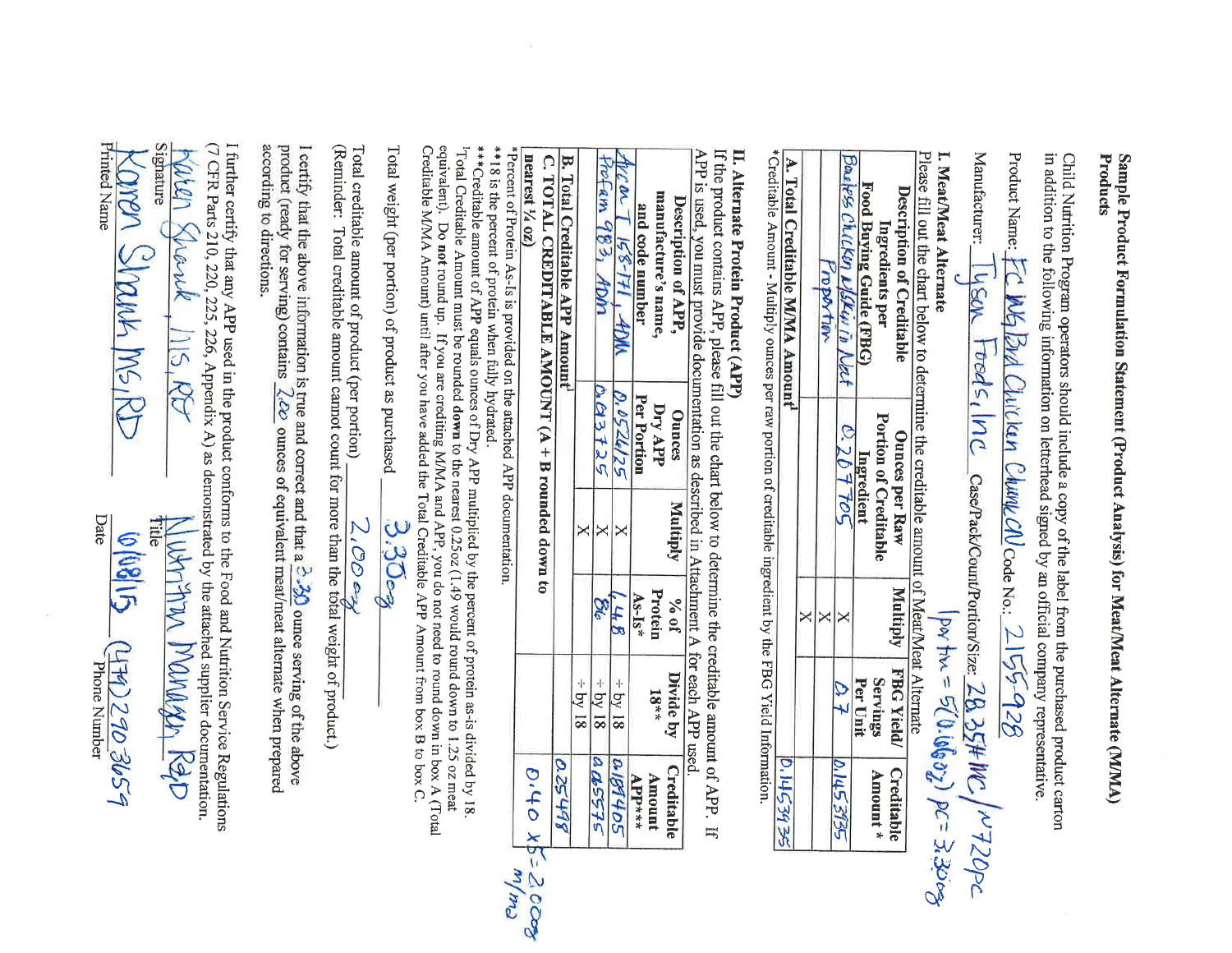# Sample Product Formulation Statement (Product Analysis) for Meat/Meat Alternate (M/MA) Products

Child Nutrition Program operators should include a copy of the label from the purchased product carton in addition to the following information on letterhead signed by an official company representative.

Product Name: FC WG Brd Chicken Chunk CN Code No.: 2155-928

Manufacturer: Tyson Foods, Inc Case/Pack/Count/Portion/Size: 28.35# MC / ~720pc

1pc tw = 5(0.66oz) pc = 3.30oz

## I. Meat/Meat Alternate

Please fill out the chart below to determine the creditable amount of Meat/Meat Alternate

| Description of Creditable Ingredients per Food Buying Guide (FBG) | Ounces per Raw Portion of Creditable Ingredient | Multiply | FBG Yield/ Servings Per Unit | Creditable Amount * |
|---|---|---|---|---|
| Boneless Chicken w/Skin in Nat Proportion | 0.207705 | X | 0.7 | 0.1453935 |
| | | X | | |
| | | X | | |
| **A. Total Creditable M/MA Amount**[1] | | | | 0.1453935 |

*Creditable Amount - Multiply ounces per raw portion of creditable ingredient by the FBG Yield Information.

## II. Alternate Protein Product (APP)

If the product contains APP, please fill out the chart below to determine the creditable amount of APP. If APP is used, you must provide documentation as described in Attachment A for each APP used.

| Description of APP, manufacture's name, and code number | Ounces Dry APP Per Portion | Multiply | % of Protein As-Is* | Divide by 18** | Creditable Amount APP*** |
|---|---|---|---|---|---|
| Arcon T 158-171, ADM | 0.052425 | X | 64.8 | ÷ by 18 | 0.188405 |
| Profam 983, ADM | 0.03725 | X | 86 | ÷ by 18 | 0.065975 |
| | | X | | ÷ by 18 | |
| **B. Total Creditable APP Amount**[1] | | | | | 0.25498 |
| **C. TOTAL CREDITABLE AMOUNT (A + B rounded down to nearest ¼ oz)** | | | | | 0.40 x 5 = 2.00oz M/MA |

*Percent of Protein As-Is is provided on the attached APP documentation.

**18 is the percent of protein when fully hydrated.

***Creditable amount of APP equals ounces of Dry APP multiplied by the percent of protein as-is divided by 18.

[1]Total Creditable Amount must be rounded **down** to the nearest 0.25oz (1.49 would round down to 1.25 oz meat equivalent). Do **not** round up. If you are crediting M/MA and APP, you do not need to round down in box A (Total Creditable M/MA Amount) until after you have added the Total Creditable APP Amount from box B to box C.

Total weight (per portion) of product as purchased 3.30oz

Total creditable amount of product (per portion) 2.00oz

(Reminder: Total creditable amount cannot count for more than the total weight of product.)

I certify that the above information is true and correct and that a 3.30 ounce serving of the above product (ready for serving) contains 2.00 ounces of equivalent meat/meat alternate when prepared according to directions.

I further certify that any APP used in the product conforms to the Food and Nutrition Service Regulations (7 CFR Parts 210, 220, 225, 226, Appendix A) as demonstrated by the attached supplier documentation.

Karen Shank, MS, RD — Nutrition Manager, R&D
Signature — Title

Karen Shank MS, RD — 06/08/15 — (479) 290 3659
Printed Name — Date — Phone Number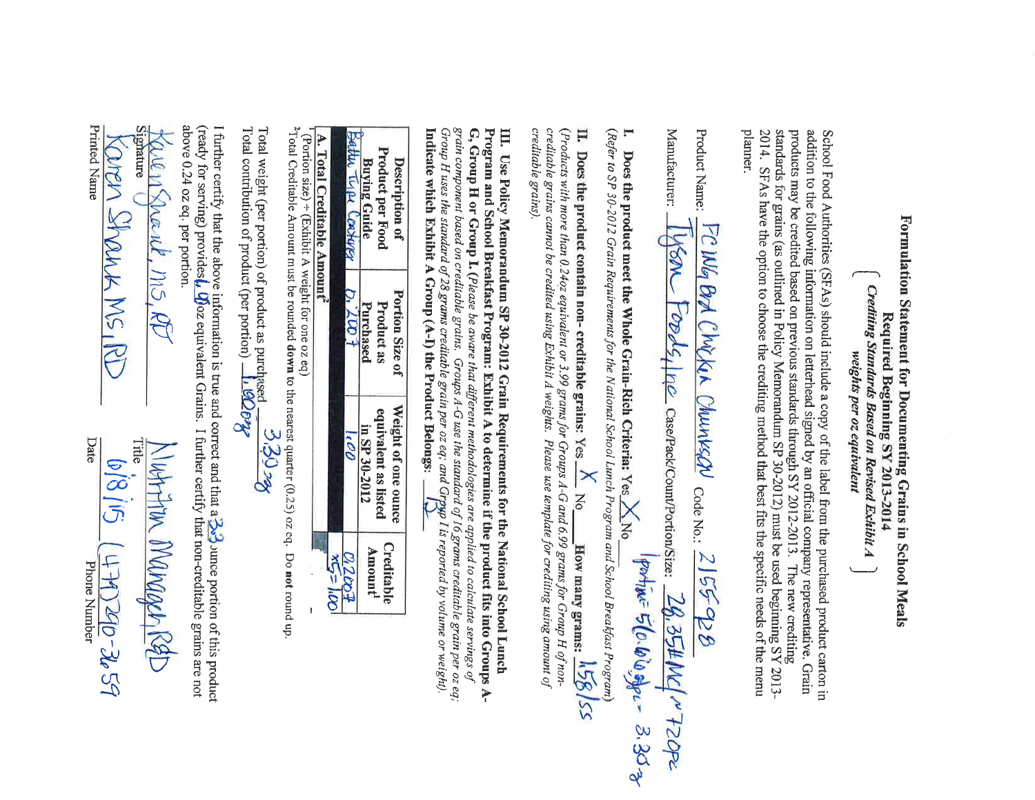# Formulation Statement for Documenting Grains in School Meals

## Required Beginning SY 2013-2014

*(Crediting Standards Based on Revised Exhibit A weights per oz equivalent)*

School Food Authorities (SFAs) should include a copy of the label from the purchased product carton in addition to the following information on letterhead signed by an official company representative. Grain products may be credited based on previous standards through SY 2012-2013. The new crediting standards for grains (as outlined in Policy Memorandum SP 30-2012) must be used beginning SY 2013-2014. SFAs have the option to choose the crediting method that best fits the specific needs of the menu planner.

Product Name: FC WG Bd Chicken Chunks Code No.: 2155-928

Manufacturer: Tyson Foods, Inc Case/Pack/Count/Portion/Size: 26.35# MC / ~720pc
portion = 56.66 oz/pc = 3.30 oz

**I. Does the product meet the Whole Grain-Rich Criteria:** Yes X No ___

(Refer to SP 30-2012 Grain Requirements for the National School Lunch Program and School Breakfast Program)

**II. Does the product contain non- creditable grains:** Yes X No ___ **How many grains:** 1.58/55

*(Products with more than 0.24oz equivalent or 3.99 grams for Groups A-G and 6.99 grams for Group H of non-creditable grains cannot be credited using Exhibit A weights. Please use template for crediting using amount of creditable grains).*

**III. Use Policy Memorandum SP 30-2012 Grain Requirements for the National School Lunch Program and School Breakfast Program: Exhibit A to determine if the product fits into Groups A-G, Group H or Group I. (***Please be aware that different methodologies are applied to calculate servings of grain component based on creditable grains. Groups A-G use the standard of 16 grams creditable grain per oz eq; Group H uses the standard of 28 grams creditable grain per oz eq; and Group I is reported by volume or weight).* **Indicate which Exhibit A Group (A-I) the Product Belongs:** B

| Description of Product per Food Buying Guide | Portion Size of Product as Purchased | Weight of one ounce equivalent as listed in SP 30-2012 | Creditable Amount[1] |
|---|---|---|---|
| Batter Type Coating | 0.2007 | 1.00 | 0.2007 ≈ 5 = 1.00 |
| **A. Total Creditable Amount[2]** | | | |

[1](Portion size) ÷ (Exhibit A weight for one oz eq)

[2]Total Creditable Amount must be rounded **down** to the nearest quarter (0.25) oz eq. Do **not** round up.

Total weight (per portion) of product as purchased 3.30 oz

Total contribution of product (per portion) 1.00 oz

I further certify that the above information is true and correct and that a 3.3 ounce portion of this product (ready for serving) provides 1.00 oz equivalent Grains. I further certify that non-creditable grains are not above 0.24 oz eq. per portion.

| | |
|---|---|
| Karen Shank, MS, RD | Nutrition Manager, R&D |
| Signature | Title |
| Karen Shank MS, RD | 6/8/15 (479) 290-3659 |
| Printed Name | Date Phone Number |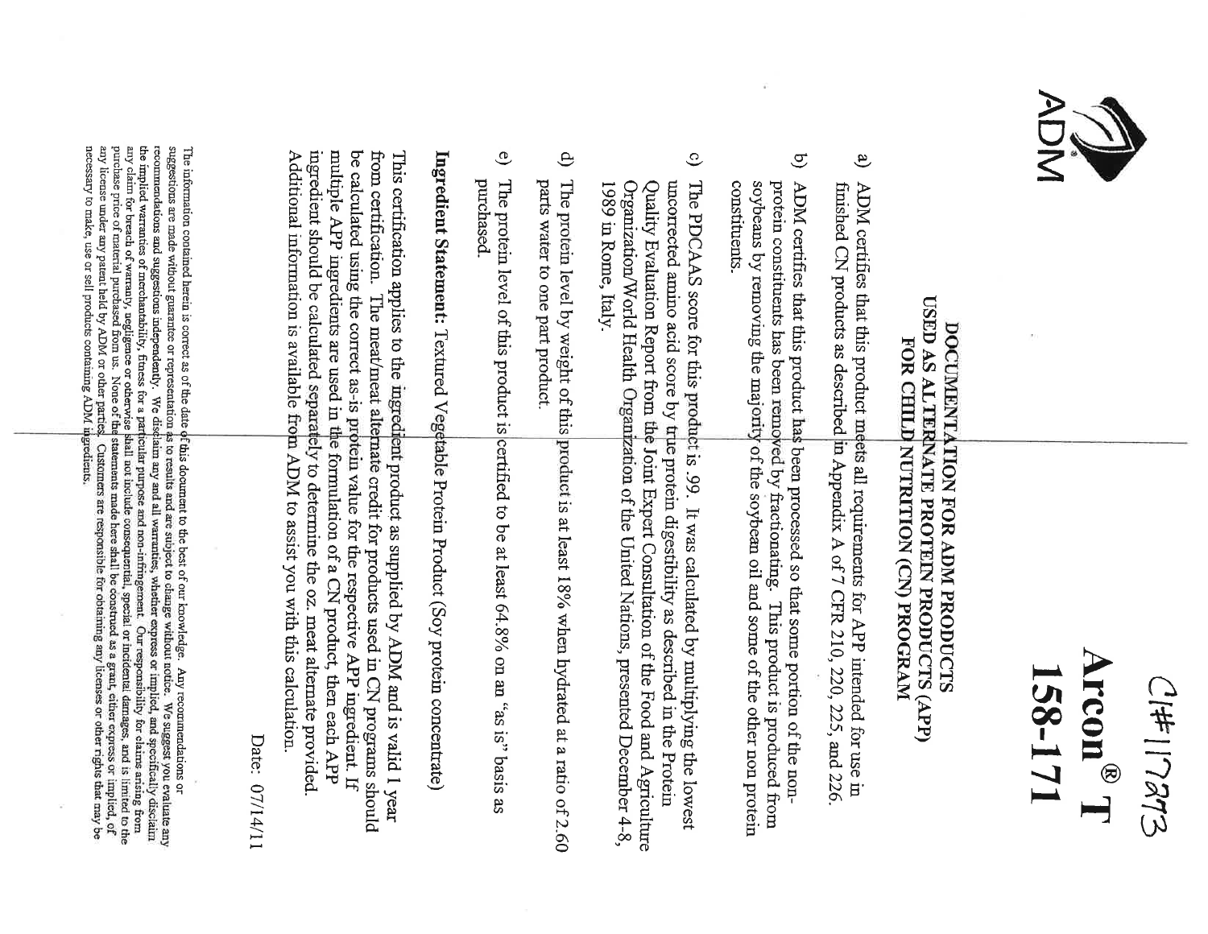ADM

C#117273

# Arcon® T 158-171

## DOCUMENTATION FOR ADM PRODUCTS USED AS ALTERNATE PROTEIN PRODUCTS (APP) FOR CHILD NUTRITION (CN) PROGRAM

a) ADM certifies that this product meets all requirements for APP intended for use in finished CN products as described in Appendix A of 7 CFR 210, 220, 225, and 226.

b) ADM certifies that this product has been processed so that some portion of the non-protein constituents has been removed by fractionating. This product is produced from soybeans by removing the majority of the soybean oil and some of the other non protein constituents.

c) The PDCAAS score for this product is .99. It was calculated by multiplying the lowest uncorrected amino acid score by true protein digestibility as described in the Protein Quality Evaluation Report from the Joint Expert Consultation of the Food and Agriculture Organization/World Health Organization of the United Nations, presented December 4-8, 1989 in Rome, Italy.

d) The protein level by weight of this product is at least 18% when hydrated at a ratio of 2.60 parts water to one part product.

e) The protein level of this product is certified to be at least 64.8% on an "as is" basis as purchased.

**Ingredient Statement:** Textured Vegetable Protein Product (Soy protein concentrate)

This certification applies to the ingredient product as supplied by ADM and is valid 1 year from certification. The meat/meat alternate credit for products used in CN programs should be calculated using the correct as-is protein value for the respective APP ingredient. If multiple APP ingredients are used in the formulation of a CN product, then each APP ingredient should be calculated separately to determine the oz. meat alternate provided. Additional information is available from ADM to assist you with this calculation.

Date: 07/14/11

The information contained herein is correct as of the date of this document to the best of our knowledge. Any recommendations or suggestions are made without guarantee or representation as to results and are subject to change without notice. We suggest you evaluate any recommendations and suggestions independently. We disclaim any and all warranties, whether express or implied, and specifically disclaim the implied warranties of merchantability, fitness for a particular purpose and non-infringement. Our responsibility for claims arising from any claim for breach of warranty, negligence or otherwise shall not include consequential, special, or incidental damages, and is limited to the purchase price of material purchased from us. None of the statements made here shall be construed as a grant, either express or implied, of any license under any patent held by ADM or other parties. Customers are responsible for obtaining any licenses or other rights that may be necessary to make, use or sell products containing ADM ingredients.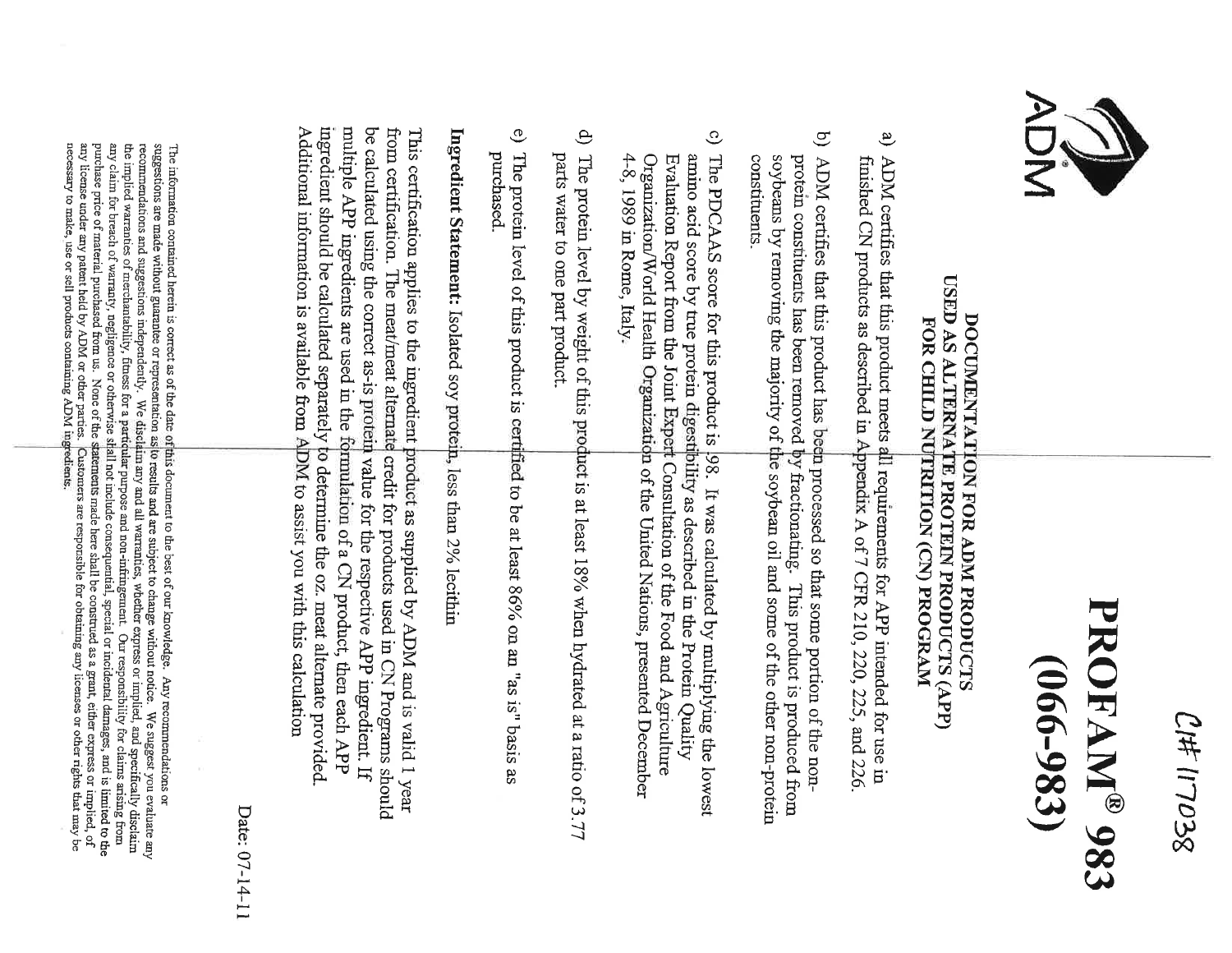CN# 117038

ADM®

# PROFAM® 983 (066-983)

## DOCUMENTATION FOR ADM PRODUCTS USED AS ALTERNATE PROTEIN PRODUCTS (APP) FOR CHILD NUTRITION (CN) PROGRAM

a) ADM certifies that this product meets all requirements for APP intended for use in finished CN products as described in Appendix A of 7 CFR 210, 220, 225, and 226.

b) ADM certifies that this product has been processed so that some portion of the non-protein constituents has been removed by fractionating. This product is produced from soybeans by removing the majority of the soybean oil and some of the other non-protein constituents.

c) The PDCAAS score for this product is .98. It was calculated by multiplying the lowest amino acid score by true protein digestibility as described in the Protein Quality Evaluation Report from the Joint Expert Consultation of the Food and Agriculture Organization/World Health Organization of the United Nations, presented December 4-8, 1989 in Rome, Italy.

d) The protein level by weight of this product is at least 18% when hydrated at a ratio of 3.77 parts water to one part product.

e) The protein level of this product is certified to be at least 86% on an "as is" basis as purchased.

**Ingredient Statement:** Isolated soy protein, less than 2% lecithin

This certification applies to the ingredient product as supplied by ADM and is valid 1 year from certification. The meat/meat alternate credit for products used in CN Programs should be calculated using the correct as-is protein value for the respective APP ingredient. If multiple APP ingredients are used in the formulation of a CN product, then each APP ingredient should be calculated separately to determine the oz. meat alternate provided. Additional information is available from ADM to assist you with this calculation

Date: 07-14-11

The information contained herein is correct as of the date of this document to the best of our knowledge. Any recommendations or suggestions are made without guarantee or representation as to results and are subject to change without notice. We suggest you evaluate any recommendations and suggestions independently. We disclaim any and all warranties, whether express or implied, and specifically disclaim the implied warranties of merchantability, fitness for a particular purpose and non-infringement. Our responsibility for claims arising from any claim for breach of warranty, negligence or otherwise shall not include consequential, special or incidental damages, and is limited to the purchase price of material purchased from us. None of the statements made here shall be construed as a grant, either express or implied, of any license under any patent held by ADM or other parties. Customers are responsible for obtaining any licenses or other rights that may be necessary to make, use or sell products containing ADM ingredients.